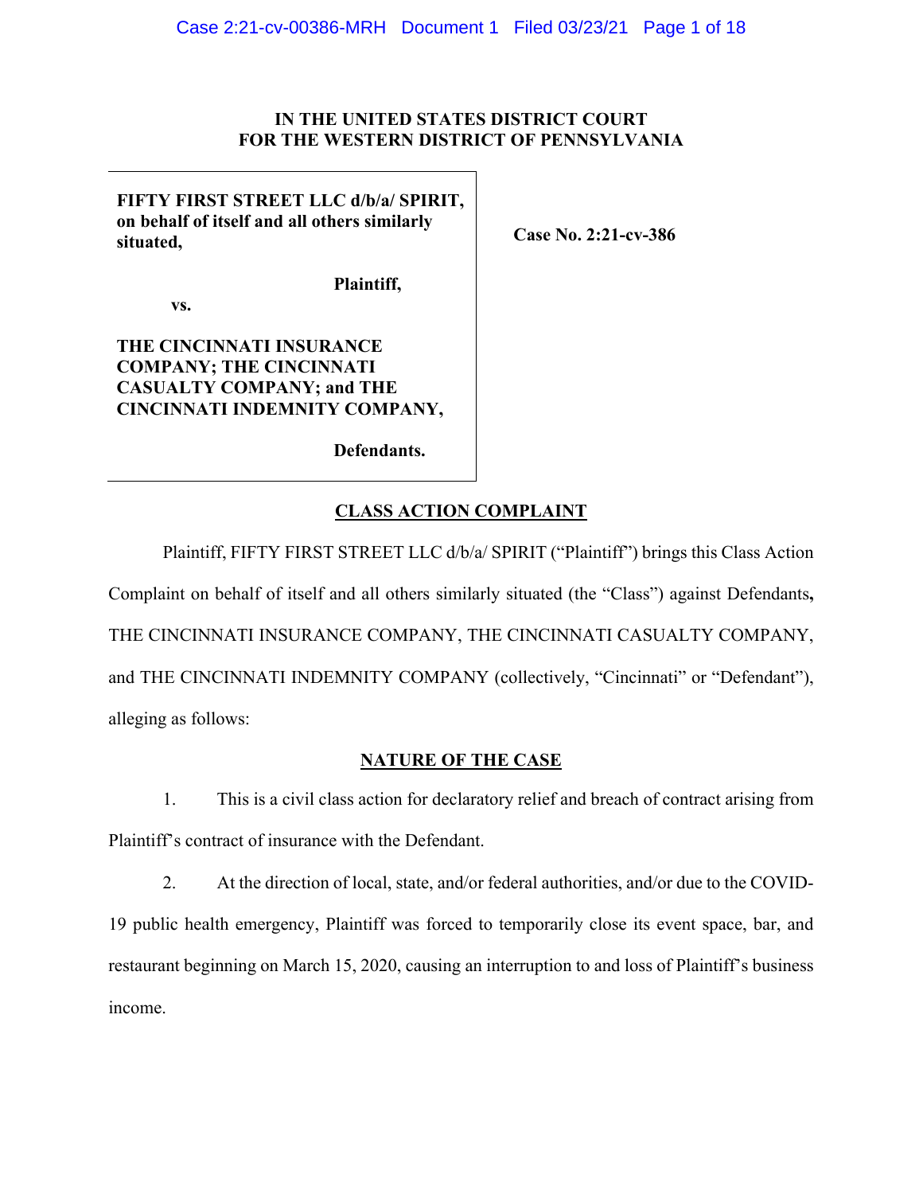**IN THE UNITED STATES DISTRICT COURT**
**FOR THE WESTERN DISTRICT OF PENNSYLVANIA**

| | |
|---|---|
| **FIFTY FIRST STREET LLC d/b/a/ SPIRIT, on behalf of itself and all others similarly situated,**<br><br>**Plaintiff,**<br><br>**vs.**<br><br>**THE CINCINNATI INSURANCE COMPANY; THE CINCINNATI CASUALTY COMPANY; and THE CINCINNATI INDEMNITY COMPANY,**<br><br>**Defendants.** | **Case No. 2:21-cv-386** |

## CLASS ACTION COMPLAINT

Plaintiff, FIFTY FIRST STREET LLC d/b/a/ SPIRIT ("Plaintiff") brings this Class Action Complaint on behalf of itself and all others similarly situated (the "Class") against Defendants**,** THE CINCINNATI INSURANCE COMPANY, THE CINCINNATI CASUALTY COMPANY, and THE CINCINNATI INDEMNITY COMPANY (collectively, "Cincinnati" or "Defendant"), alleging as follows:

## NATURE OF THE CASE

1. This is a civil class action for declaratory relief and breach of contract arising from Plaintiff's contract of insurance with the Defendant.

2. At the direction of local, state, and/or federal authorities, and/or due to the COVID-19 public health emergency, Plaintiff was forced to temporarily close its event space, bar, and restaurant beginning on March 15, 2020, causing an interruption to and loss of Plaintiff's business income.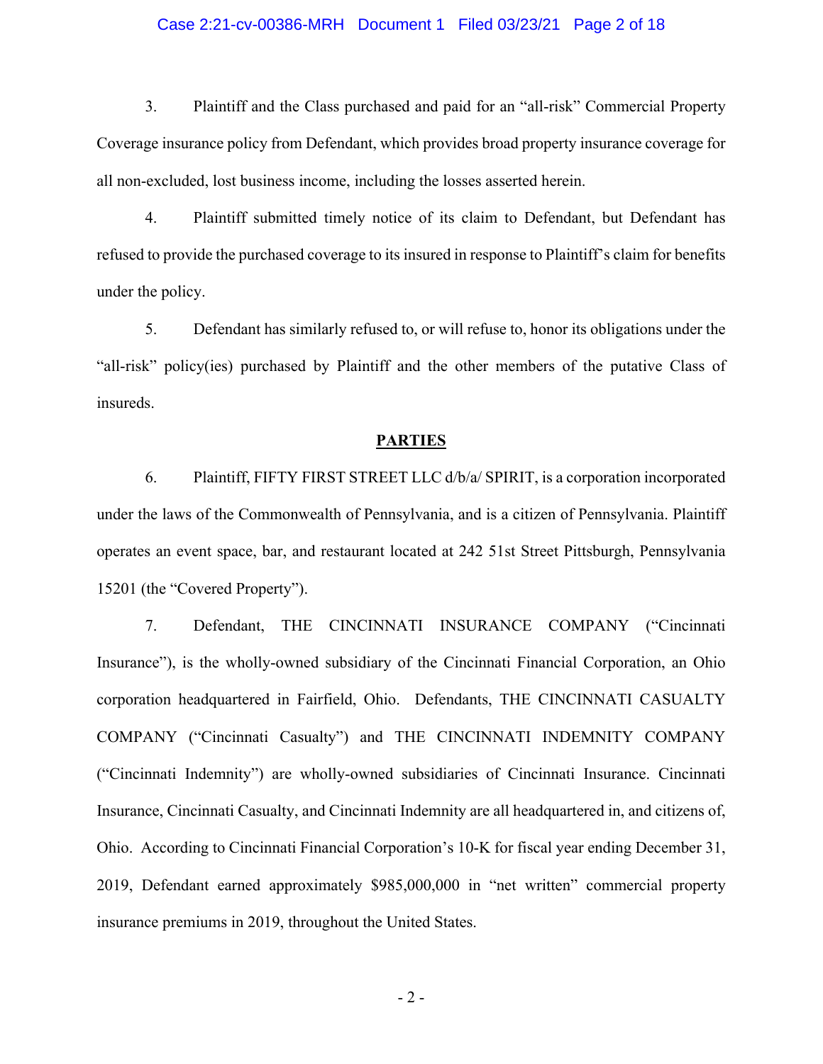3. Plaintiff and the Class purchased and paid for an "all-risk" Commercial Property Coverage insurance policy from Defendant, which provides broad property insurance coverage for all non-excluded, lost business income, including the losses asserted herein.

4. Plaintiff submitted timely notice of its claim to Defendant, but Defendant has refused to provide the purchased coverage to its insured in response to Plaintiff's claim for benefits under the policy.

5. Defendant has similarly refused to, or will refuse to, honor its obligations under the "all-risk" policy(ies) purchased by Plaintiff and the other members of the putative Class of insureds.

## PARTIES

6. Plaintiff, FIFTY FIRST STREET LLC d/b/a/ SPIRIT, is a corporation incorporated under the laws of the Commonwealth of Pennsylvania, and is a citizen of Pennsylvania. Plaintiff operates an event space, bar, and restaurant located at 242 51st Street Pittsburgh, Pennsylvania 15201 (the "Covered Property").

7. Defendant, THE CINCINNATI INSURANCE COMPANY ("Cincinnati Insurance"), is the wholly-owned subsidiary of the Cincinnati Financial Corporation, an Ohio corporation headquartered in Fairfield, Ohio. Defendants, THE CINCINNATI CASUALTY COMPANY ("Cincinnati Casualty") and THE CINCINNATI INDEMNITY COMPANY ("Cincinnati Indemnity") are wholly-owned subsidiaries of Cincinnati Insurance. Cincinnati Insurance, Cincinnati Casualty, and Cincinnati Indemnity are all headquartered in, and citizens of, Ohio. According to Cincinnati Financial Corporation's 10-K for fiscal year ending December 31, 2019, Defendant earned approximately $985,000,000 in "net written" commercial property insurance premiums in 2019, throughout the United States.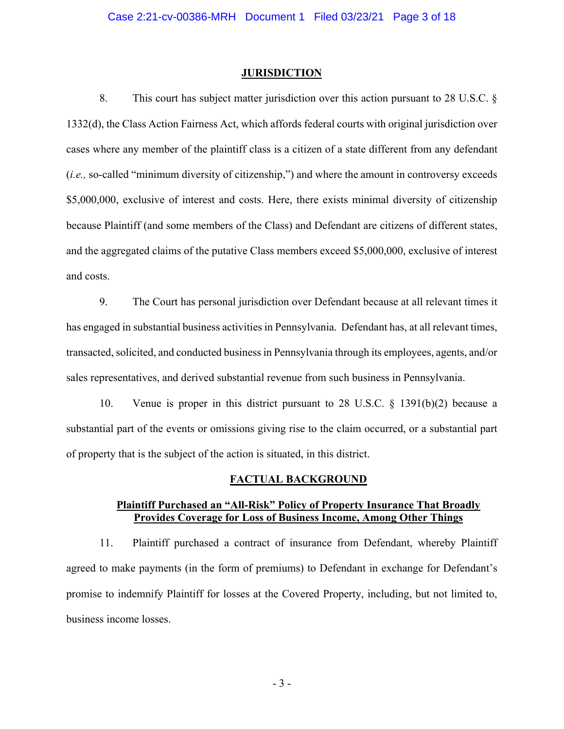## JURISDICTION

8. This court has subject matter jurisdiction over this action pursuant to 28 U.S.C. § 1332(d), the Class Action Fairness Act, which affords federal courts with original jurisdiction over cases where any member of the plaintiff class is a citizen of a state different from any defendant (*i.e.,* so-called "minimum diversity of citizenship,") and where the amount in controversy exceeds $5,000,000, exclusive of interest and costs. Here, there exists minimal diversity of citizenship because Plaintiff (and some members of the Class) and Defendant are citizens of different states, and the aggregated claims of the putative Class members exceed $5,000,000, exclusive of interest and costs.

9. The Court has personal jurisdiction over Defendant because at all relevant times it has engaged in substantial business activities in Pennsylvania. Defendant has, at all relevant times, transacted, solicited, and conducted business in Pennsylvania through its employees, agents, and/or sales representatives, and derived substantial revenue from such business in Pennsylvania.

10. Venue is proper in this district pursuant to 28 U.S.C. § 1391(b)(2) because a substantial part of the events or omissions giving rise to the claim occurred, or a substantial part of property that is the subject of the action is situated, in this district.

## FACTUAL BACKGROUND

### Plaintiff Purchased an "All-Risk" Policy of Property Insurance That Broadly Provides Coverage for Loss of Business Income, Among Other Things

11. Plaintiff purchased a contract of insurance from Defendant, whereby Plaintiff agreed to make payments (in the form of premiums) to Defendant in exchange for Defendant's promise to indemnify Plaintiff for losses at the Covered Property, including, but not limited to, business income losses.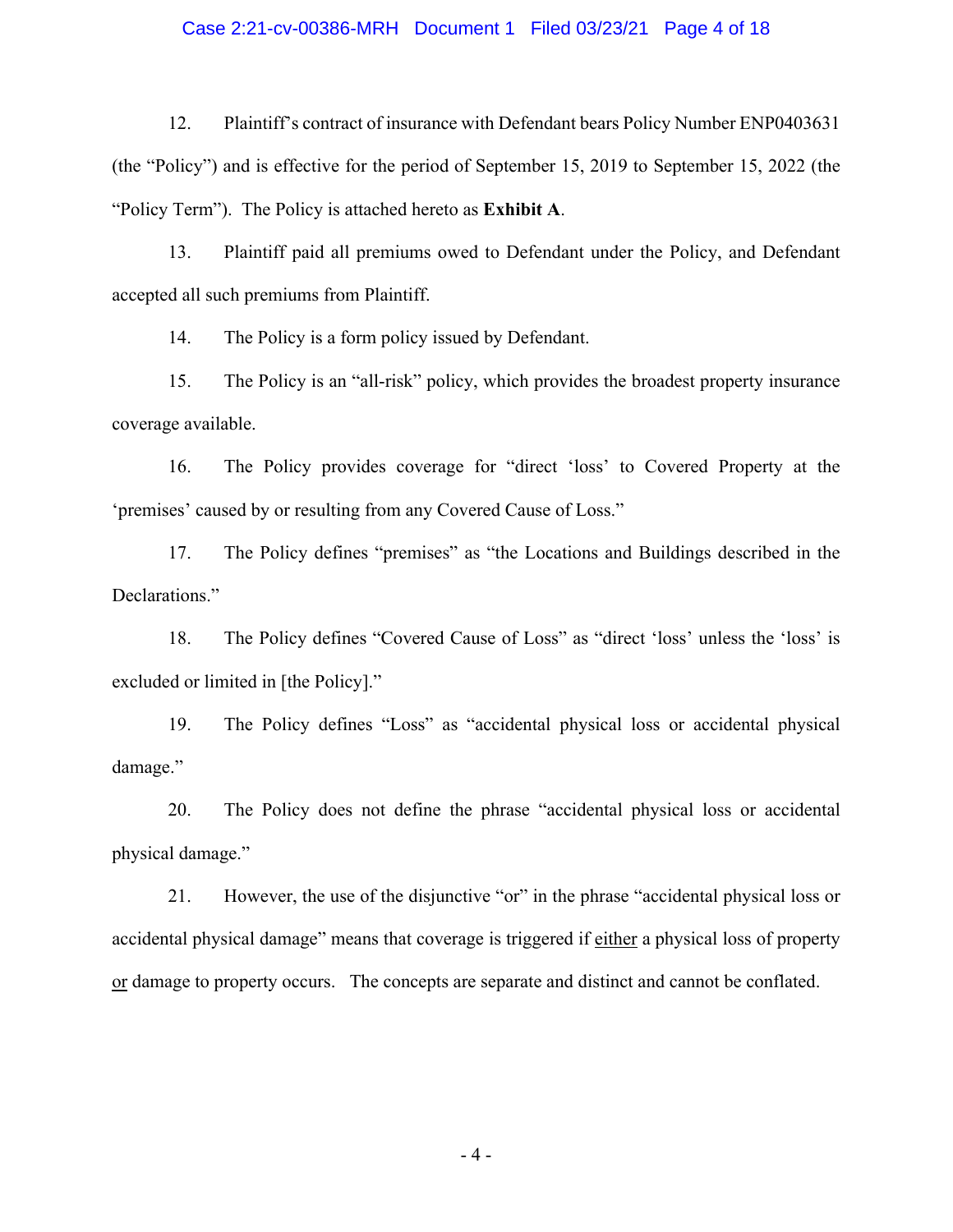12. Plaintiff's contract of insurance with Defendant bears Policy Number ENP0403631 (the "Policy") and is effective for the period of September 15, 2019 to September 15, 2022 (the "Policy Term"). The Policy is attached hereto as **Exhibit A**.

13. Plaintiff paid all premiums owed to Defendant under the Policy, and Defendant accepted all such premiums from Plaintiff.

14. The Policy is a form policy issued by Defendant.

15. The Policy is an "all-risk" policy, which provides the broadest property insurance coverage available.

16. The Policy provides coverage for "direct 'loss' to Covered Property at the 'premises' caused by or resulting from any Covered Cause of Loss."

17. The Policy defines "premises" as "the Locations and Buildings described in the Declarations."

18. The Policy defines "Covered Cause of Loss" as "direct 'loss' unless the 'loss' is excluded or limited in [the Policy]."

19. The Policy defines "Loss" as "accidental physical loss or accidental physical damage."

20. The Policy does not define the phrase "accidental physical loss or accidental physical damage."

21. However, the use of the disjunctive "or" in the phrase "accidental physical loss or accidental physical damage" means that coverage is triggered if <u>either</u> a physical loss of property <u>or</u> damage to property occurs. The concepts are separate and distinct and cannot be conflated.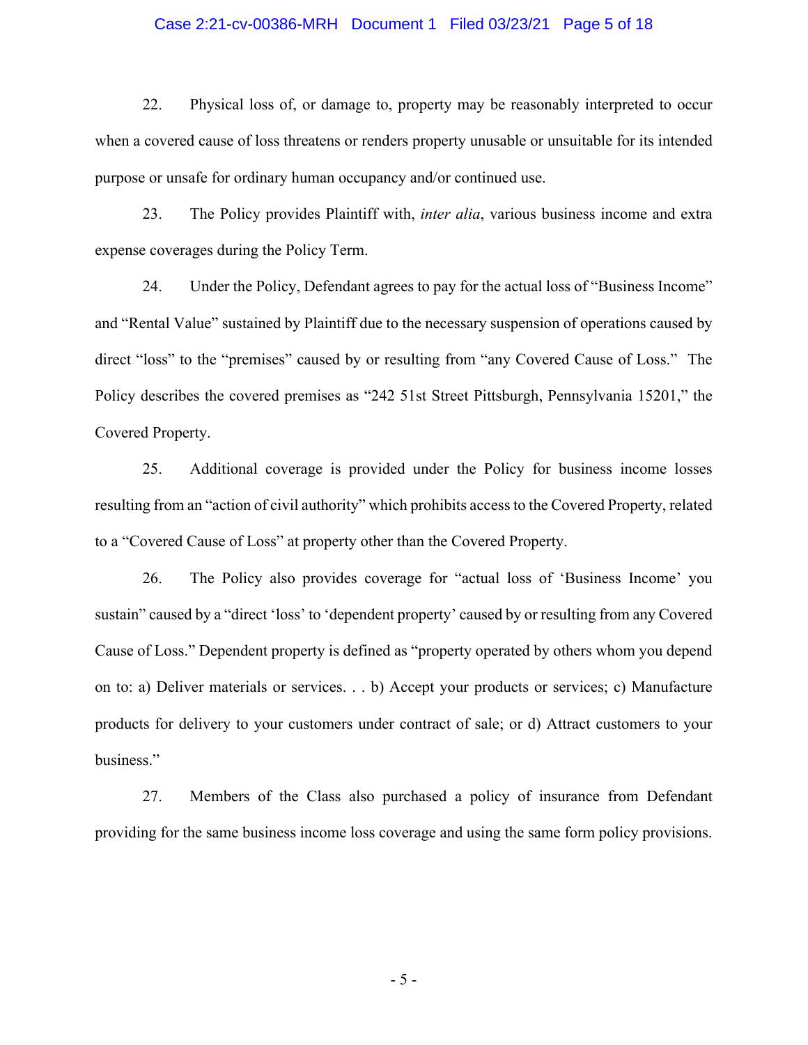22. Physical loss of, or damage to, property may be reasonably interpreted to occur when a covered cause of loss threatens or renders property unusable or unsuitable for its intended purpose or unsafe for ordinary human occupancy and/or continued use.

23. The Policy provides Plaintiff with, *inter alia*, various business income and extra expense coverages during the Policy Term.

24. Under the Policy, Defendant agrees to pay for the actual loss of "Business Income" and "Rental Value" sustained by Plaintiff due to the necessary suspension of operations caused by direct "loss" to the "premises" caused by or resulting from "any Covered Cause of Loss." The Policy describes the covered premises as "242 51st Street Pittsburgh, Pennsylvania 15201," the Covered Property.

25. Additional coverage is provided under the Policy for business income losses resulting from an "action of civil authority" which prohibits access to the Covered Property, related to a "Covered Cause of Loss" at property other than the Covered Property.

26. The Policy also provides coverage for "actual loss of 'Business Income' you sustain" caused by a "direct 'loss' to 'dependent property' caused by or resulting from any Covered Cause of Loss." Dependent property is defined as "property operated by others whom you depend on to: a) Deliver materials or services. . . b) Accept your products or services; c) Manufacture products for delivery to your customers under contract of sale; or d) Attract customers to your business."

27. Members of the Class also purchased a policy of insurance from Defendant providing for the same business income loss coverage and using the same form policy provisions.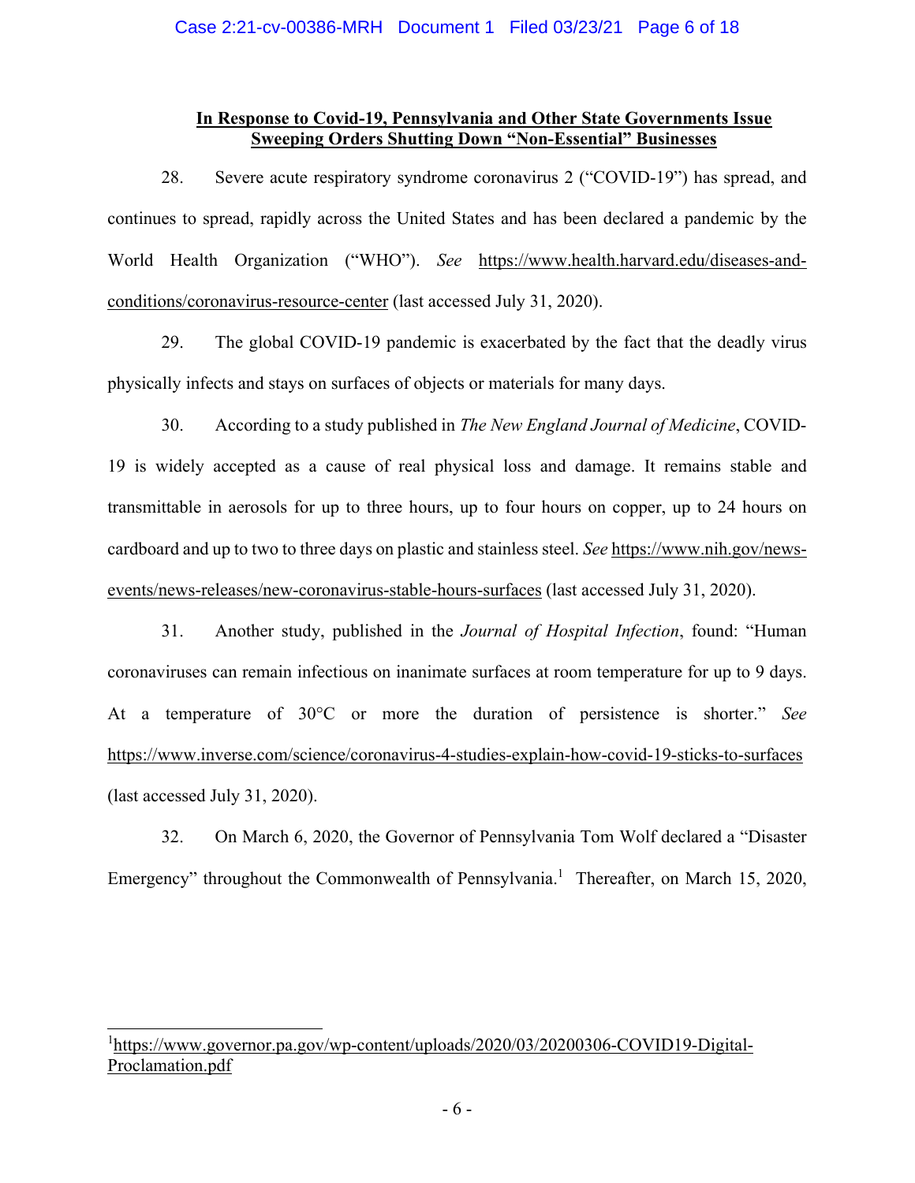**In Response to Covid-19, Pennsylvania and Other State Governments Issue Sweeping Orders Shutting Down "Non-Essential" Businesses**

28. Severe acute respiratory syndrome coronavirus 2 ("COVID-19") has spread, and continues to spread, rapidly across the United States and has been declared a pandemic by the World Health Organization ("WHO"). *See* https://www.health.harvard.edu/diseases-and-conditions/coronavirus-resource-center (last accessed July 31, 2020).

29. The global COVID-19 pandemic is exacerbated by the fact that the deadly virus physically infects and stays on surfaces of objects or materials for many days.

30. According to a study published in *The New England Journal of Medicine*, COVID-19 is widely accepted as a cause of real physical loss and damage. It remains stable and transmittable in aerosols for up to three hours, up to four hours on copper, up to 24 hours on cardboard and up to two to three days on plastic and stainless steel. *See* https://www.nih.gov/news-events/news-releases/new-coronavirus-stable-hours-surfaces (last accessed July 31, 2020).

31. Another study, published in the *Journal of Hospital Infection*, found: "Human coronaviruses can remain infectious on inanimate surfaces at room temperature for up to 9 days. At a temperature of 30°C or more the duration of persistence is shorter." *See* https://www.inverse.com/science/coronavirus-4-studies-explain-how-covid-19-sticks-to-surfaces (last accessed July 31, 2020).

32. On March 6, 2020, the Governor of Pennsylvania Tom Wolf declared a "Disaster Emergency" throughout the Commonwealth of Pennsylvania.[1] Thereafter, on March 15, 2020,

[1] https://www.governor.pa.gov/wp-content/uploads/2020/03/20200306-COVID19-Digital-Proclamation.pdf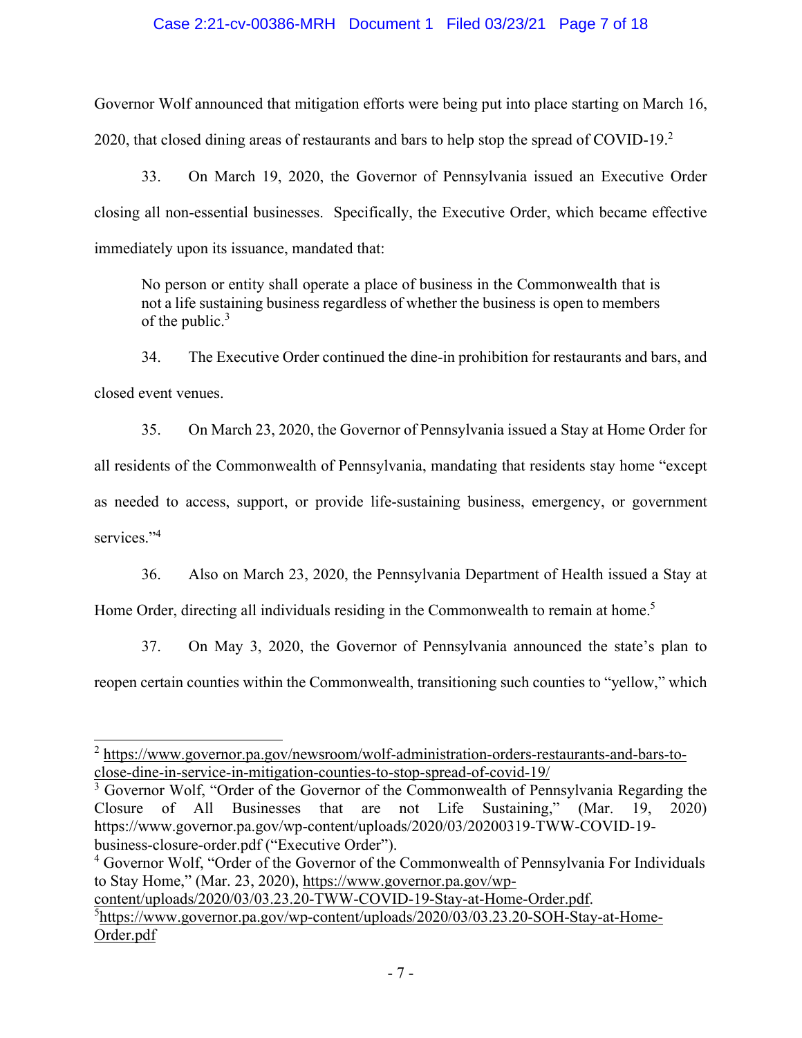Governor Wolf announced that mitigation efforts were being put into place starting on March 16, 2020, that closed dining areas of restaurants and bars to help stop the spread of COVID-19.[2]

33. On March 19, 2020, the Governor of Pennsylvania issued an Executive Order closing all non-essential businesses. Specifically, the Executive Order, which became effective immediately upon its issuance, mandated that:

> No person or entity shall operate a place of business in the Commonwealth that is not a life sustaining business regardless of whether the business is open to members of the public.[3]

34. The Executive Order continued the dine-in prohibition for restaurants and bars, and closed event venues.

35. On March 23, 2020, the Governor of Pennsylvania issued a Stay at Home Order for all residents of the Commonwealth of Pennsylvania, mandating that residents stay home "except as needed to access, support, or provide life-sustaining business, emergency, or government services."[4]

36. Also on March 23, 2020, the Pennsylvania Department of Health issued a Stay at Home Order, directing all individuals residing in the Commonwealth to remain at home.[5]

37. On May 3, 2020, the Governor of Pennsylvania announced the state's plan to reopen certain counties within the Commonwealth, transitioning such counties to "yellow," which

---

[2] https://www.governor.pa.gov/newsroom/wolf-administration-orders-restaurants-and-bars-to-close-dine-in-service-in-mitigation-counties-to-stop-spread-of-covid-19/

[3] Governor Wolf, "Order of the Governor of the Commonwealth of Pennsylvania Regarding the Closure of All Businesses that are not Life Sustaining," (Mar. 19, 2020) https://www.governor.pa.gov/wp-content/uploads/2020/03/20200319-TWW-COVID-19-business-closure-order.pdf ("Executive Order").

[4] Governor Wolf, "Order of the Governor of the Commonwealth of Pennsylvania For Individuals to Stay Home," (Mar. 23, 2020), https://www.governor.pa.gov/wp-content/uploads/2020/03/03.23.20-TWW-COVID-19-Stay-at-Home-Order.pdf.

[5] https://www.governor.pa.gov/wp-content/uploads/2020/03/03.23.20-SOH-Stay-at-Home-Order.pdf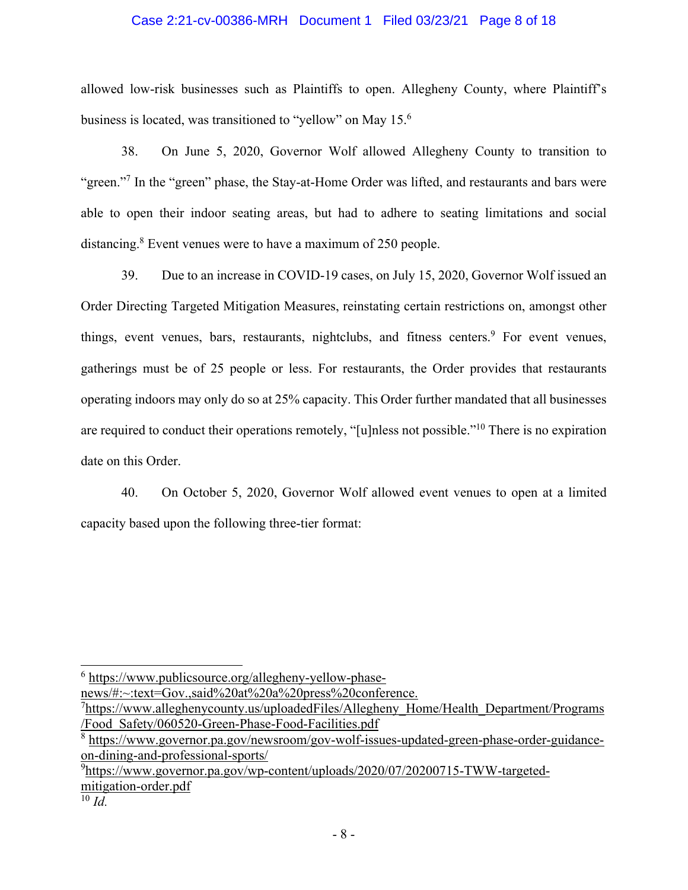allowed low-risk businesses such as Plaintiffs to open. Allegheny County, where Plaintiff's business is located, was transitioned to "yellow" on May 15.[6]

38. On June 5, 2020, Governor Wolf allowed Allegheny County to transition to "green."[7] In the "green" phase, the Stay-at-Home Order was lifted, and restaurants and bars were able to open their indoor seating areas, but had to adhere to seating limitations and social distancing.[8] Event venues were to have a maximum of 250 people.

39. Due to an increase in COVID-19 cases, on July 15, 2020, Governor Wolf issued an Order Directing Targeted Mitigation Measures, reinstating certain restrictions on, amongst other things, event venues, bars, restaurants, nightclubs, and fitness centers.[9] For event venues, gatherings must be of 25 people or less. For restaurants, the Order provides that restaurants operating indoors may only do so at 25% capacity. This Order further mandated that all businesses are required to conduct their operations remotely, "[u]nless not possible."[10] There is no expiration date on this Order.

40. On October 5, 2020, Governor Wolf allowed event venues to open at a limited capacity based upon the following three-tier format:

---

[6] https://www.publicsource.org/allegheny-yellow-phase-news/#:~:text=Gov.,said%20at%20a%20press%20conference.

[7] https://www.alleghenycounty.us/uploadedFiles/Allegheny_Home/Health_Department/Programs/Food_Safety/060520-Green-Phase-Food-Facilities.pdf

[8] https://www.governor.pa.gov/newsroom/gov-wolf-issues-updated-green-phase-order-guidance-on-dining-and-professional-sports/

[9] https://www.governor.pa.gov/wp-content/uploads/2020/07/20200715-TWW-targeted-mitigation-order.pdf

[10] *Id.*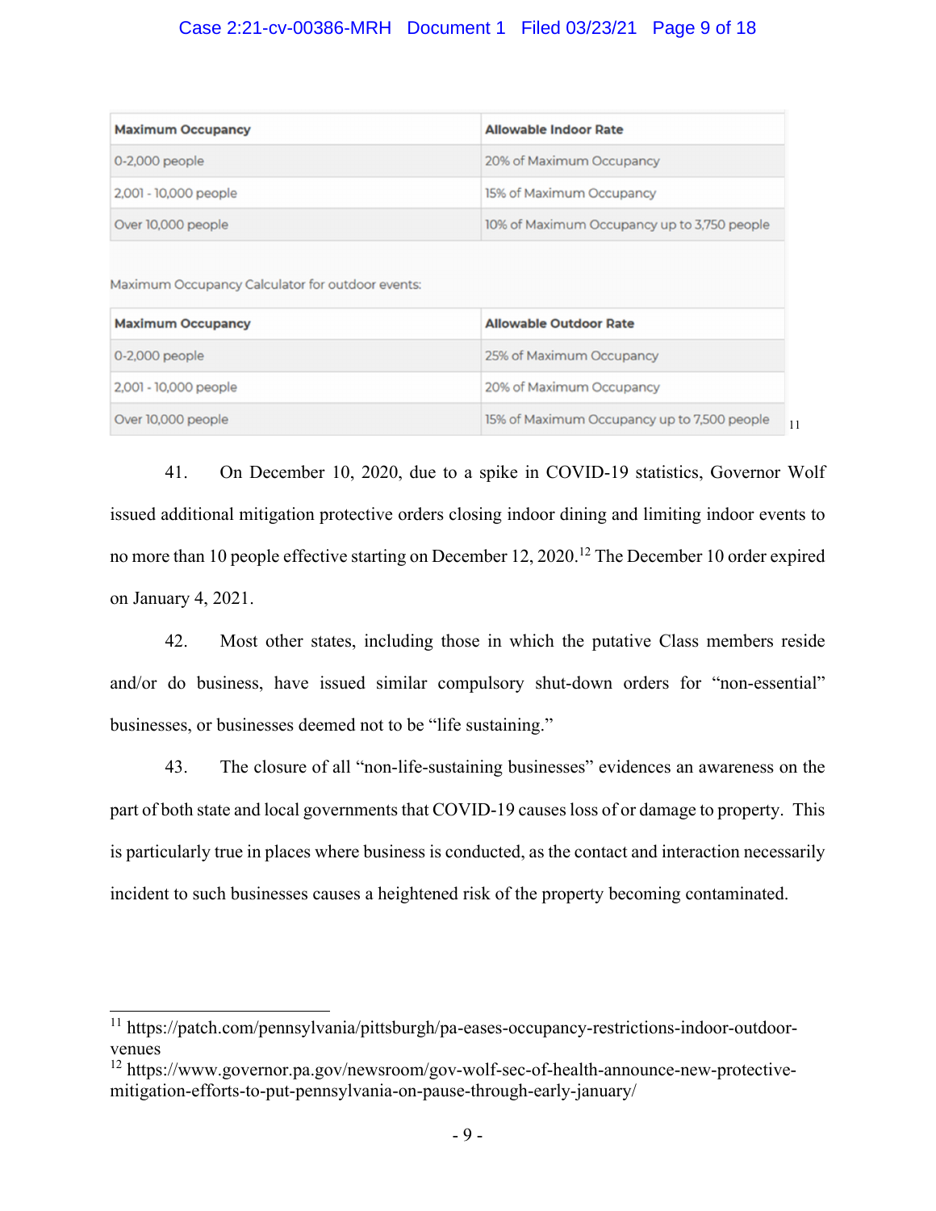| Maximum Occupancy | Allowable Indoor Rate |
|---|---|
| 0-2,000 people | 20% of Maximum Occupancy |
| 2,001 - 10,000 people | 15% of Maximum Occupancy |
| Over 10,000 people | 10% of Maximum Occupancy up to 3,750 people |

Maximum Occupancy Calculator for outdoor events:

| Maximum Occupancy | Allowable Outdoor Rate |
|---|---|
| 0-2,000 people | 25% of Maximum Occupancy |
| 2,001 - 10,000 people | 20% of Maximum Occupancy |
| Over 10,000 people | 15% of Maximum Occupancy up to 7,500 people |

[11]

41. On December 10, 2020, due to a spike in COVID-19 statistics, Governor Wolf issued additional mitigation protective orders closing indoor dining and limiting indoor events to no more than 10 people effective starting on December 12, 2020.[12] The December 10 order expired on January 4, 2021.

42. Most other states, including those in which the putative Class members reside and/or do business, have issued similar compulsory shut-down orders for "non-essential" businesses, or businesses deemed not to be "life sustaining."

43. The closure of all "non-life-sustaining businesses" evidences an awareness on the part of both state and local governments that COVID-19 causes loss of or damage to property. This is particularly true in places where business is conducted, as the contact and interaction necessarily incident to such businesses causes a heightened risk of the property becoming contaminated.

---

[11] https://patch.com/pennsylvania/pittsburgh/pa-eases-occupancy-restrictions-indoor-outdoor-venues

[12] https://www.governor.pa.gov/newsroom/gov-wolf-sec-of-health-announce-new-protective-mitigation-efforts-to-put-pennsylvania-on-pause-through-early-january/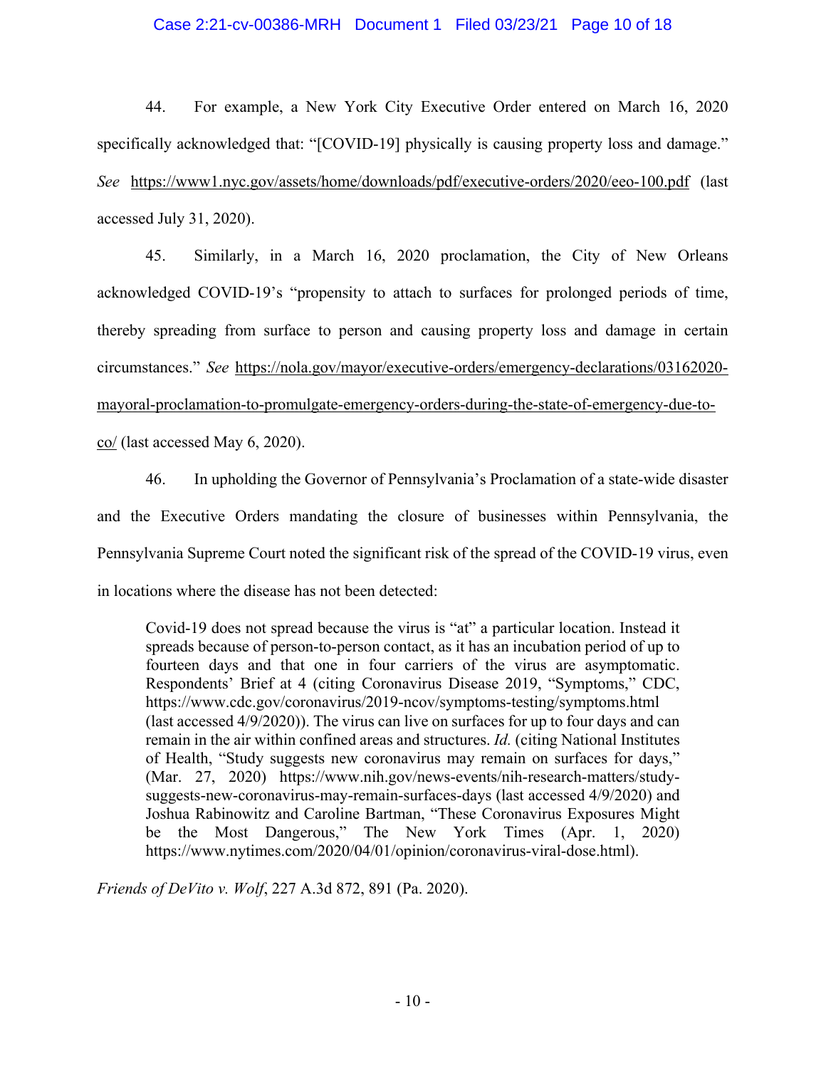44. For example, a New York City Executive Order entered on March 16, 2020 specifically acknowledged that: "[COVID-19] physically is causing property loss and damage." *See* https://www1.nyc.gov/assets/home/downloads/pdf/executive-orders/2020/eeo-100.pdf (last accessed July 31, 2020).

45. Similarly, in a March 16, 2020 proclamation, the City of New Orleans acknowledged COVID-19's "propensity to attach to surfaces for prolonged periods of time, thereby spreading from surface to person and causing property loss and damage in certain circumstances." *See* https://nola.gov/mayor/executive-orders/emergency-declarations/03162020-mayoral-proclamation-to-promulgate-emergency-orders-during-the-state-of-emergency-due-to-co/ (last accessed May 6, 2020).

46. In upholding the Governor of Pennsylvania's Proclamation of a state-wide disaster and the Executive Orders mandating the closure of businesses within Pennsylvania, the Pennsylvania Supreme Court noted the significant risk of the spread of the COVID-19 virus, even in locations where the disease has not been detected:

> Covid-19 does not spread because the virus is "at" a particular location. Instead it spreads because of person-to-person contact, as it has an incubation period of up to fourteen days and that one in four carriers of the virus are asymptomatic. Respondents' Brief at 4 (citing Coronavirus Disease 2019, "Symptoms," CDC, https://www.cdc.gov/coronavirus/2019-ncov/symptoms-testing/symptoms.html (last accessed 4/9/2020)). The virus can live on surfaces for up to four days and can remain in the air within confined areas and structures. *Id.* (citing National Institutes of Health, "Study suggests new coronavirus may remain on surfaces for days," (Mar. 27, 2020) https://www.nih.gov/news-events/nih-research-matters/study-suggests-new-coronavirus-may-remain-surfaces-days (last accessed 4/9/2020) and Joshua Rabinowitz and Caroline Bartman, "These Coronavirus Exposures Might be the Most Dangerous," The New York Times (Apr. 1, 2020) https://www.nytimes.com/2020/04/01/opinion/coronavirus-viral-dose.html).

*Friends of DeVito v. Wolf*, 227 A.3d 872, 891 (Pa. 2020).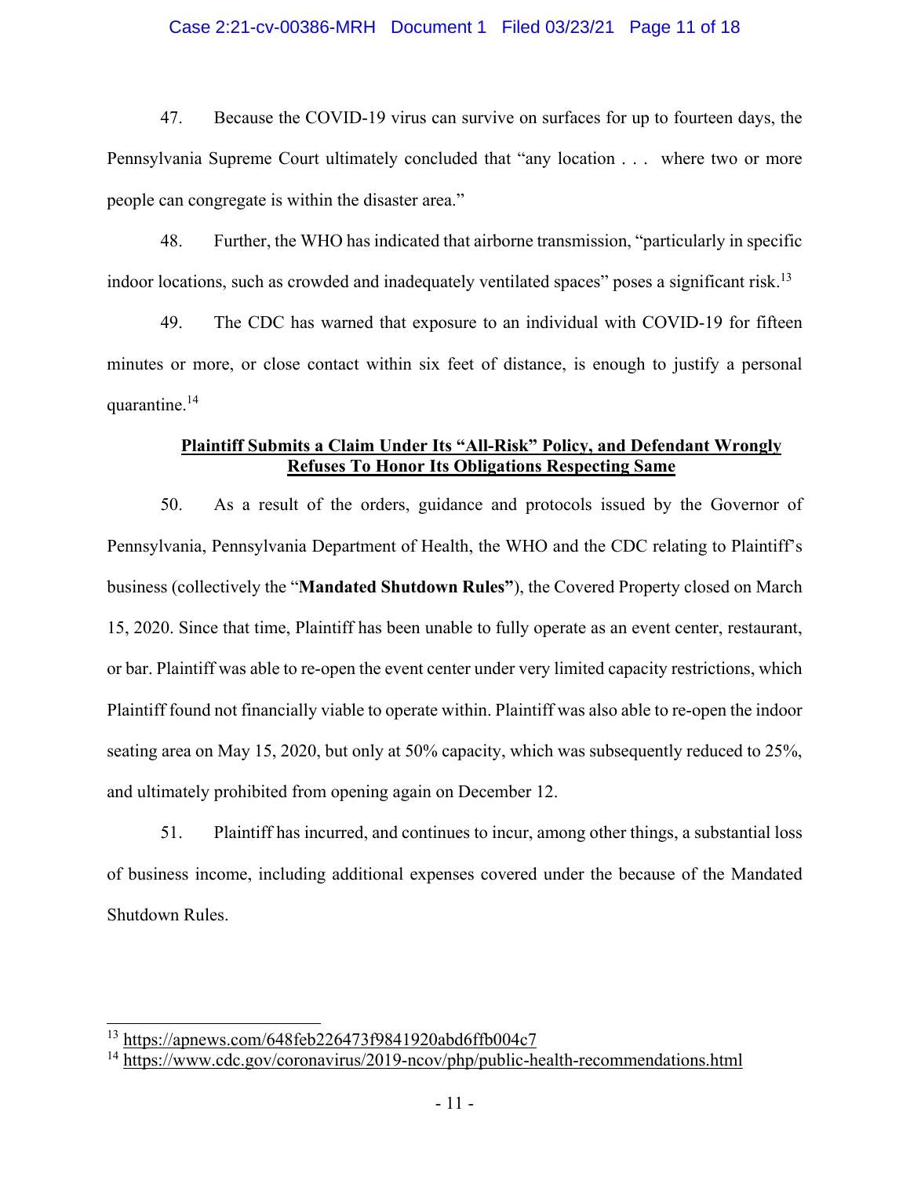47. Because the COVID-19 virus can survive on surfaces for up to fourteen days, the Pennsylvania Supreme Court ultimately concluded that "any location . . . where two or more people can congregate is within the disaster area."

48. Further, the WHO has indicated that airborne transmission, "particularly in specific indoor locations, such as crowded and inadequately ventilated spaces" poses a significant risk.[13]

49. The CDC has warned that exposure to an individual with COVID-19 for fifteen minutes or more, or close contact within six feet of distance, is enough to justify a personal quarantine.[14]

**Plaintiff Submits a Claim Under Its "All-Risk" Policy, and Defendant Wrongly Refuses To Honor Its Obligations Respecting Same**

50. As a result of the orders, guidance and protocols issued by the Governor of Pennsylvania, Pennsylvania Department of Health, the WHO and the CDC relating to Plaintiff's business (collectively the "**Mandated Shutdown Rules"**), the Covered Property closed on March 15, 2020. Since that time, Plaintiff has been unable to fully operate as an event center, restaurant, or bar. Plaintiff was able to re-open the event center under very limited capacity restrictions, which Plaintiff found not financially viable to operate within. Plaintiff was also able to re-open the indoor seating area on May 15, 2020, but only at 50% capacity, which was subsequently reduced to 25%, and ultimately prohibited from opening again on December 12.

51. Plaintiff has incurred, and continues to incur, among other things, a substantial loss of business income, including additional expenses covered under the because of the Mandated Shutdown Rules.

---

[13] https://apnews.com/648feb226473f9841920abd6ffb004c7

[14] https://www.cdc.gov/coronavirus/2019-ncov/php/public-health-recommendations.html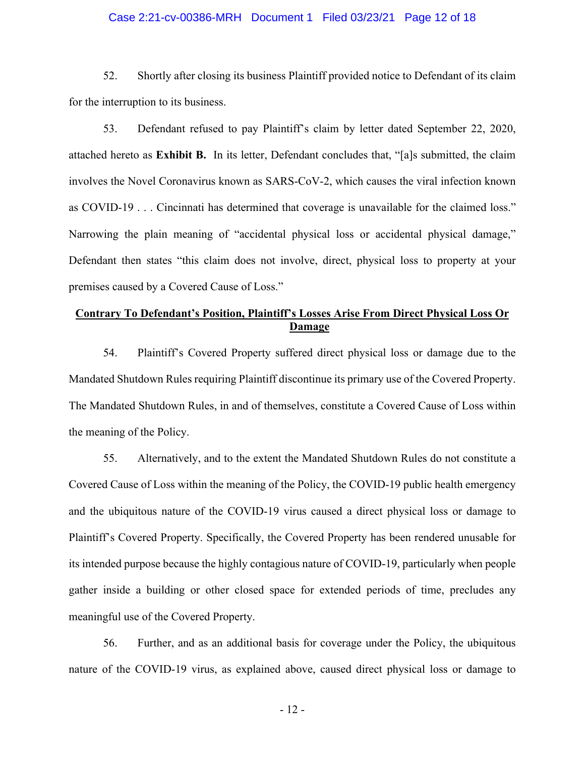52. Shortly after closing its business Plaintiff provided notice to Defendant of its claim for the interruption to its business.

53. Defendant refused to pay Plaintiff's claim by letter dated September 22, 2020, attached hereto as **Exhibit B.** In its letter, Defendant concludes that, "[a]s submitted, the claim involves the Novel Coronavirus known as SARS-CoV-2, which causes the viral infection known as COVID-19 . . . Cincinnati has determined that coverage is unavailable for the claimed loss." Narrowing the plain meaning of "accidental physical loss or accidental physical damage," Defendant then states "this claim does not involve, direct, physical loss to property at your premises caused by a Covered Cause of Loss."

**Contrary To Defendant's Position, Plaintiff's Losses Arise From Direct Physical Loss Or Damage**

54. Plaintiff's Covered Property suffered direct physical loss or damage due to the Mandated Shutdown Rules requiring Plaintiff discontinue its primary use of the Covered Property. The Mandated Shutdown Rules, in and of themselves, constitute a Covered Cause of Loss within the meaning of the Policy.

55. Alternatively, and to the extent the Mandated Shutdown Rules do not constitute a Covered Cause of Loss within the meaning of the Policy, the COVID-19 public health emergency and the ubiquitous nature of the COVID-19 virus caused a direct physical loss or damage to Plaintiff's Covered Property. Specifically, the Covered Property has been rendered unusable for its intended purpose because the highly contagious nature of COVID-19, particularly when people gather inside a building or other closed space for extended periods of time, precludes any meaningful use of the Covered Property.

56. Further, and as an additional basis for coverage under the Policy, the ubiquitous nature of the COVID-19 virus, as explained above, caused direct physical loss or damage to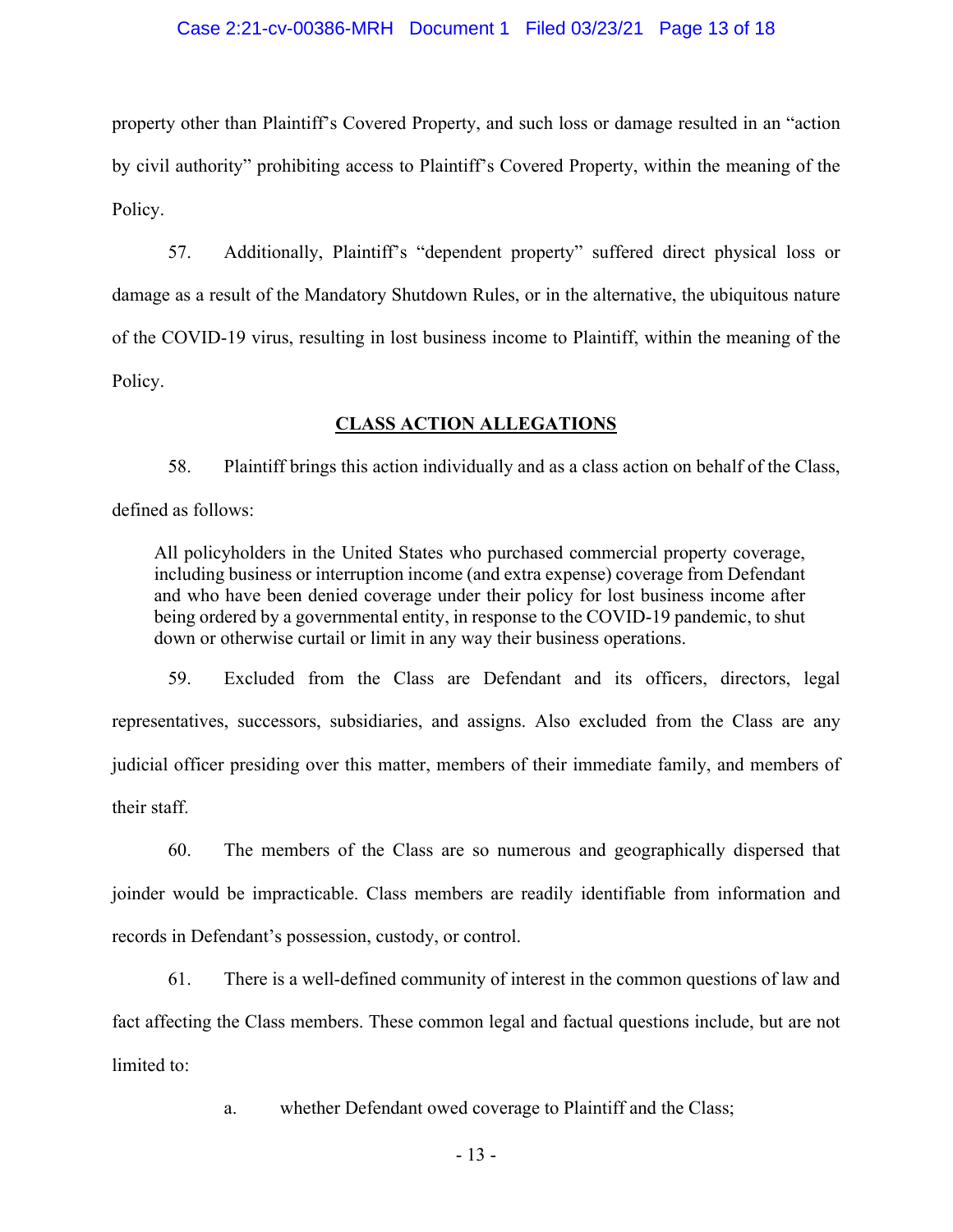property other than Plaintiff's Covered Property, and such loss or damage resulted in an "action by civil authority" prohibiting access to Plaintiff's Covered Property, within the meaning of the Policy.

57. Additionally, Plaintiff's "dependent property" suffered direct physical loss or damage as a result of the Mandatory Shutdown Rules, or in the alternative, the ubiquitous nature of the COVID-19 virus, resulting in lost business income to Plaintiff, within the meaning of the Policy.

## CLASS ACTION ALLEGATIONS

58. Plaintiff brings this action individually and as a class action on behalf of the Class, defined as follows:

> All policyholders in the United States who purchased commercial property coverage, including business or interruption income (and extra expense) coverage from Defendant and who have been denied coverage under their policy for lost business income after being ordered by a governmental entity, in response to the COVID-19 pandemic, to shut down or otherwise curtail or limit in any way their business operations.

59. Excluded from the Class are Defendant and its officers, directors, legal representatives, successors, subsidiaries, and assigns. Also excluded from the Class are any judicial officer presiding over this matter, members of their immediate family, and members of their staff.

60. The members of the Class are so numerous and geographically dispersed that joinder would be impracticable. Class members are readily identifiable from information and records in Defendant's possession, custody, or control.

61. There is a well-defined community of interest in the common questions of law and fact affecting the Class members. These common legal and factual questions include, but are not limited to:

a. whether Defendant owed coverage to Plaintiff and the Class;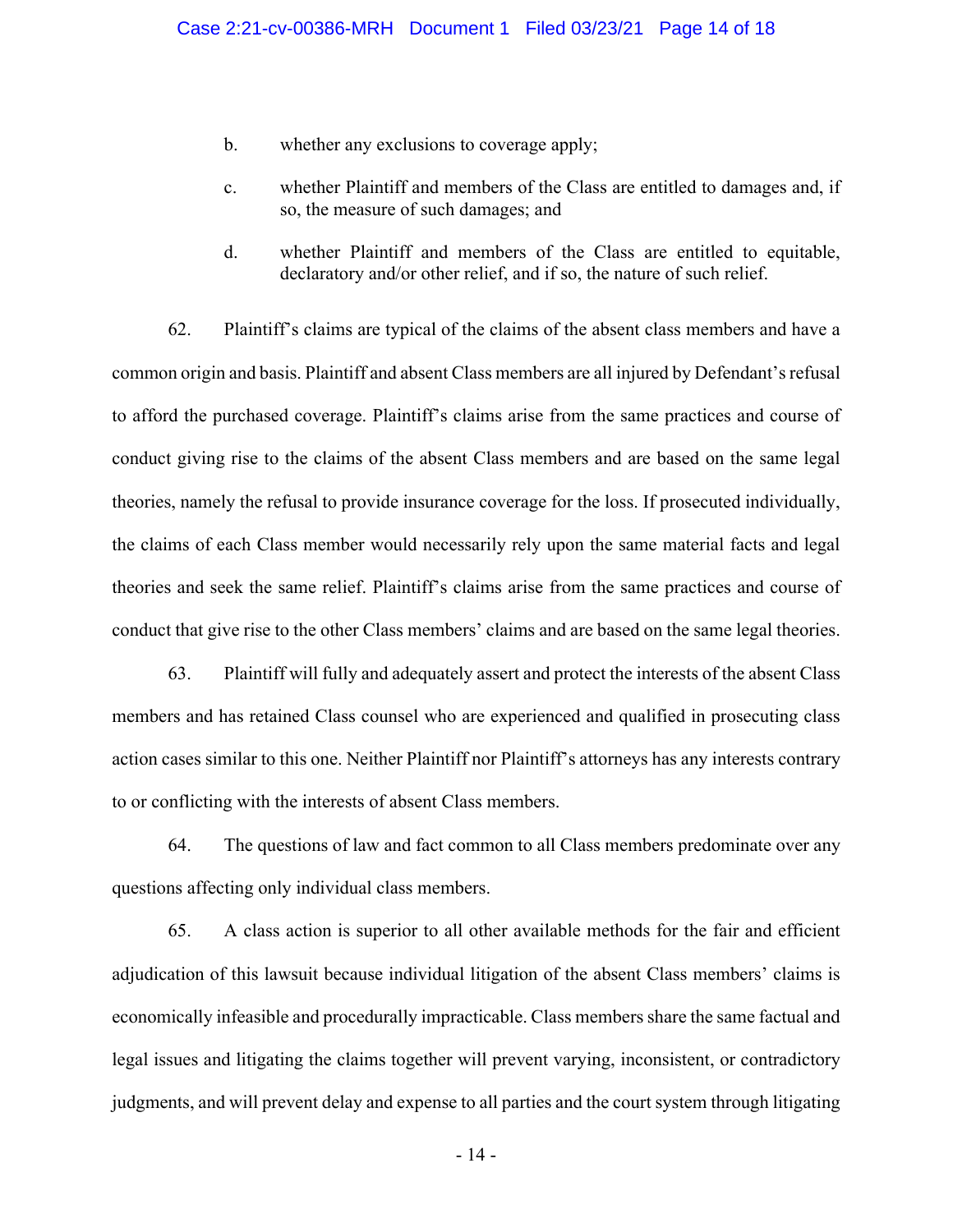b. whether any exclusions to coverage apply;

c. whether Plaintiff and members of the Class are entitled to damages and, if so, the measure of such damages; and

d. whether Plaintiff and members of the Class are entitled to equitable, declaratory and/or other relief, and if so, the nature of such relief.

62. Plaintiff's claims are typical of the claims of the absent class members and have a common origin and basis. Plaintiff and absent Class members are all injured by Defendant's refusal to afford the purchased coverage. Plaintiff's claims arise from the same practices and course of conduct giving rise to the claims of the absent Class members and are based on the same legal theories, namely the refusal to provide insurance coverage for the loss. If prosecuted individually, the claims of each Class member would necessarily rely upon the same material facts and legal theories and seek the same relief. Plaintiff's claims arise from the same practices and course of conduct that give rise to the other Class members' claims and are based on the same legal theories.

63. Plaintiff will fully and adequately assert and protect the interests of the absent Class members and has retained Class counsel who are experienced and qualified in prosecuting class action cases similar to this one. Neither Plaintiff nor Plaintiff's attorneys has any interests contrary to or conflicting with the interests of absent Class members.

64. The questions of law and fact common to all Class members predominate over any questions affecting only individual class members.

65. A class action is superior to all other available methods for the fair and efficient adjudication of this lawsuit because individual litigation of the absent Class members' claims is economically infeasible and procedurally impracticable. Class members share the same factual and legal issues and litigating the claims together will prevent varying, inconsistent, or contradictory judgments, and will prevent delay and expense to all parties and the court system through litigating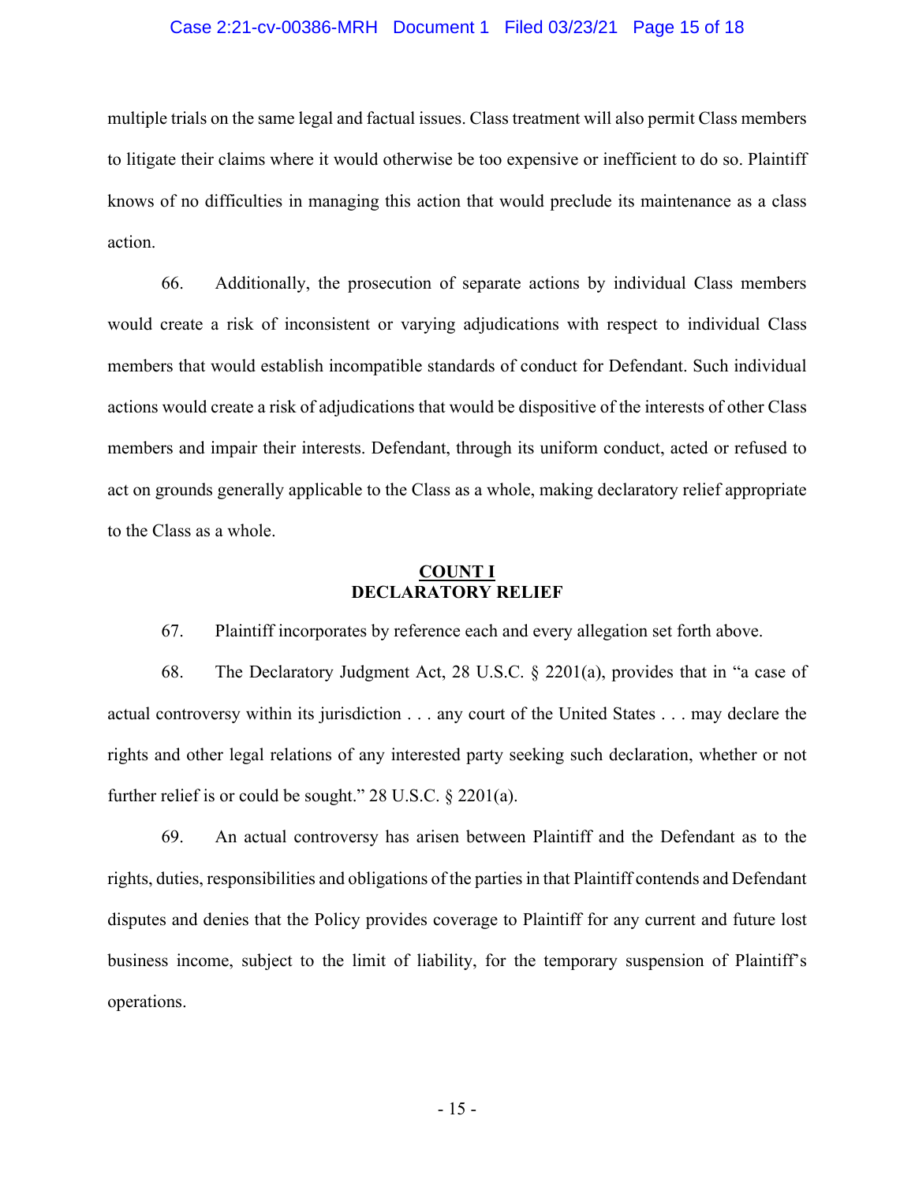multiple trials on the same legal and factual issues. Class treatment will also permit Class members to litigate their claims where it would otherwise be too expensive or inefficient to do so. Plaintiff knows of no difficulties in managing this action that would preclude its maintenance as a class action.

66. Additionally, the prosecution of separate actions by individual Class members would create a risk of inconsistent or varying adjudications with respect to individual Class members that would establish incompatible standards of conduct for Defendant. Such individual actions would create a risk of adjudications that would be dispositive of the interests of other Class members and impair their interests. Defendant, through its uniform conduct, acted or refused to act on grounds generally applicable to the Class as a whole, making declaratory relief appropriate to the Class as a whole.

## COUNT I
## DECLARATORY RELIEF

67. Plaintiff incorporates by reference each and every allegation set forth above.

68. The Declaratory Judgment Act, 28 U.S.C. § 2201(a), provides that in "a case of actual controversy within its jurisdiction . . . any court of the United States . . . may declare the rights and other legal relations of any interested party seeking such declaration, whether or not further relief is or could be sought." 28 U.S.C. § 2201(a).

69. An actual controversy has arisen between Plaintiff and the Defendant as to the rights, duties, responsibilities and obligations of the parties in that Plaintiff contends and Defendant disputes and denies that the Policy provides coverage to Plaintiff for any current and future lost business income, subject to the limit of liability, for the temporary suspension of Plaintiff's operations.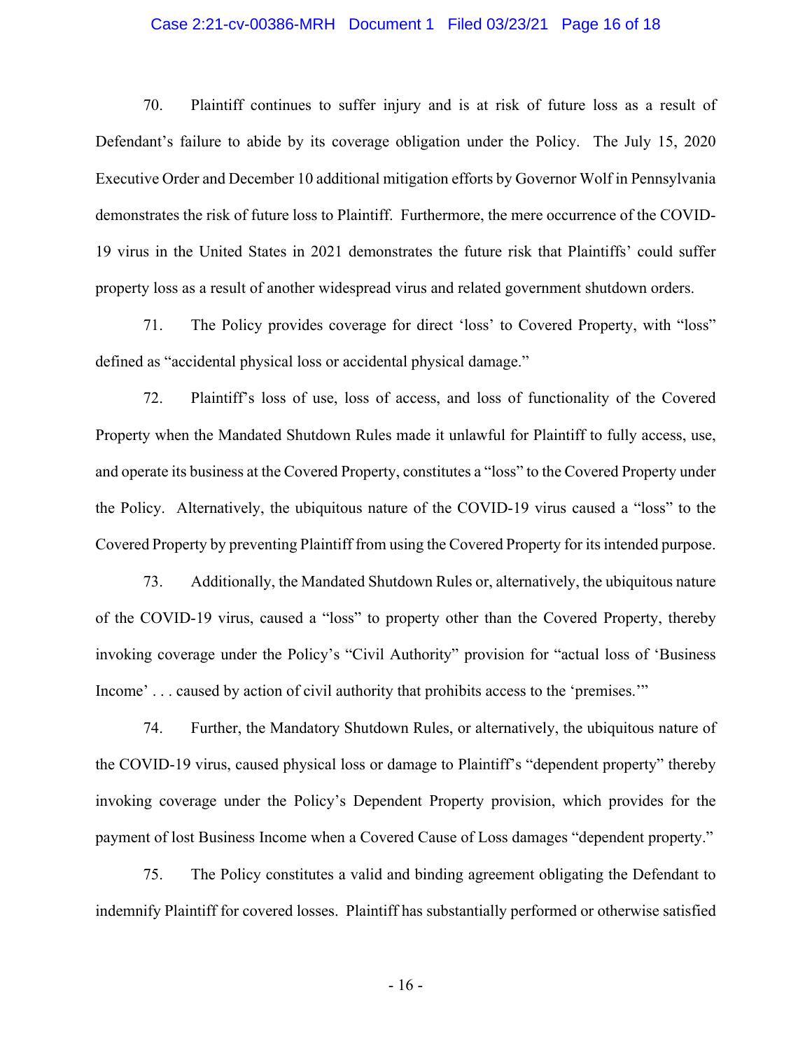70. Plaintiff continues to suffer injury and is at risk of future loss as a result of Defendant's failure to abide by its coverage obligation under the Policy. The July 15, 2020 Executive Order and December 10 additional mitigation efforts by Governor Wolf in Pennsylvania demonstrates the risk of future loss to Plaintiff. Furthermore, the mere occurrence of the COVID-19 virus in the United States in 2021 demonstrates the future risk that Plaintiffs' could suffer property loss as a result of another widespread virus and related government shutdown orders.

71. The Policy provides coverage for direct 'loss' to Covered Property, with "loss" defined as "accidental physical loss or accidental physical damage."

72. Plaintiff's loss of use, loss of access, and loss of functionality of the Covered Property when the Mandated Shutdown Rules made it unlawful for Plaintiff to fully access, use, and operate its business at the Covered Property, constitutes a "loss" to the Covered Property under the Policy. Alternatively, the ubiquitous nature of the COVID-19 virus caused a "loss" to the Covered Property by preventing Plaintiff from using the Covered Property for its intended purpose.

73. Additionally, the Mandated Shutdown Rules or, alternatively, the ubiquitous nature of the COVID-19 virus, caused a "loss" to property other than the Covered Property, thereby invoking coverage under the Policy's "Civil Authority" provision for "actual loss of 'Business Income' . . . caused by action of civil authority that prohibits access to the 'premises.'"

74. Further, the Mandatory Shutdown Rules, or alternatively, the ubiquitous nature of the COVID-19 virus, caused physical loss or damage to Plaintiff's "dependent property" thereby invoking coverage under the Policy's Dependent Property provision, which provides for the payment of lost Business Income when a Covered Cause of Loss damages "dependent property."

75. The Policy constitutes a valid and binding agreement obligating the Defendant to indemnify Plaintiff for covered losses. Plaintiff has substantially performed or otherwise satisfied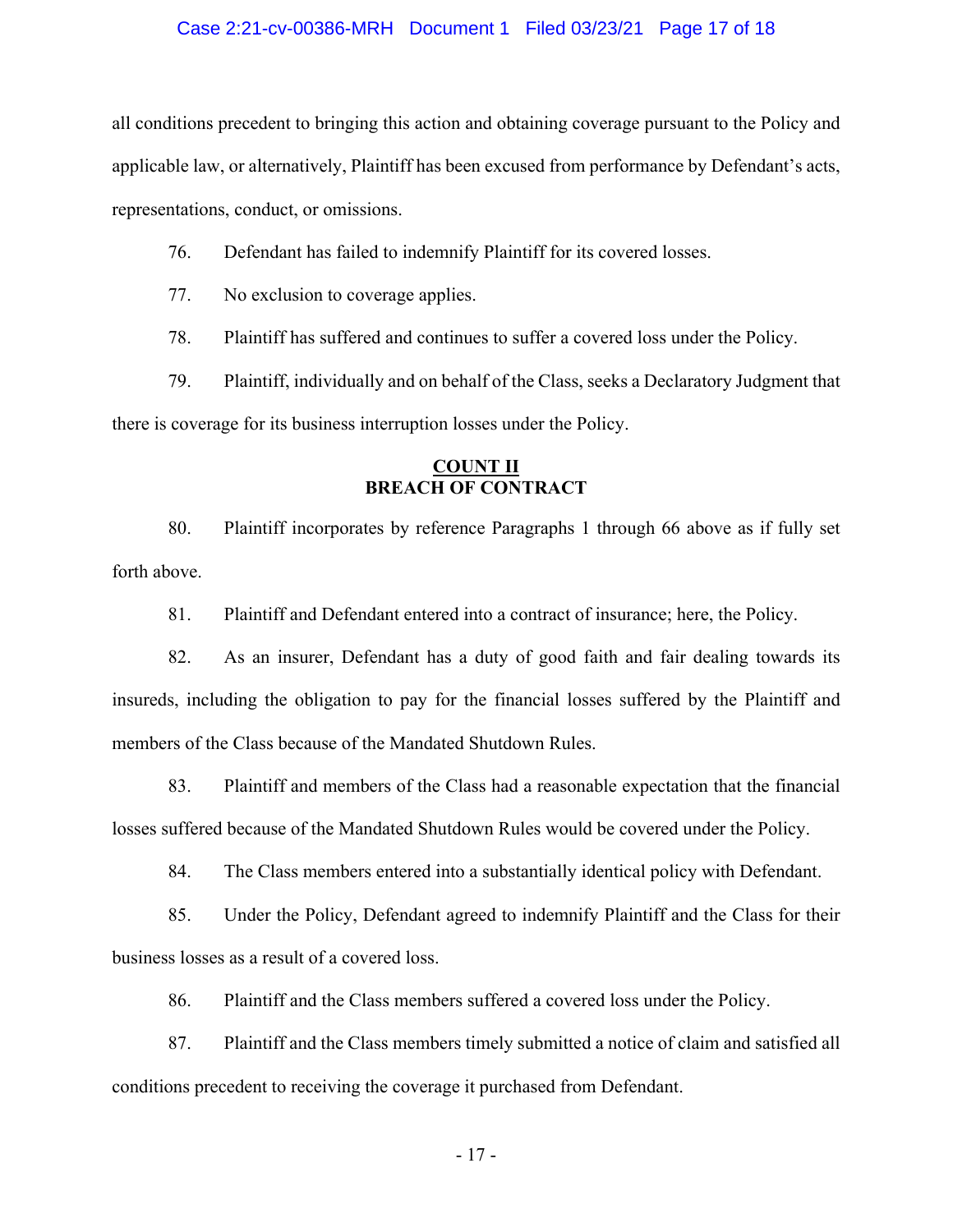all conditions precedent to bringing this action and obtaining coverage pursuant to the Policy and applicable law, or alternatively, Plaintiff has been excused from performance by Defendant's acts, representations, conduct, or omissions.

76. Defendant has failed to indemnify Plaintiff for its covered losses.

77. No exclusion to coverage applies.

78. Plaintiff has suffered and continues to suffer a covered loss under the Policy.

79. Plaintiff, individually and on behalf of the Class, seeks a Declaratory Judgment that there is coverage for its business interruption losses under the Policy.

**COUNT II**
**BREACH OF CONTRACT**

80. Plaintiff incorporates by reference Paragraphs 1 through 66 above as if fully set forth above.

81. Plaintiff and Defendant entered into a contract of insurance; here, the Policy.

82. As an insurer, Defendant has a duty of good faith and fair dealing towards its insureds, including the obligation to pay for the financial losses suffered by the Plaintiff and members of the Class because of the Mandated Shutdown Rules.

83. Plaintiff and members of the Class had a reasonable expectation that the financial losses suffered because of the Mandated Shutdown Rules would be covered under the Policy.

84. The Class members entered into a substantially identical policy with Defendant.

85. Under the Policy, Defendant agreed to indemnify Plaintiff and the Class for their business losses as a result of a covered loss.

86. Plaintiff and the Class members suffered a covered loss under the Policy.

87. Plaintiff and the Class members timely submitted a notice of claim and satisfied all conditions precedent to receiving the coverage it purchased from Defendant.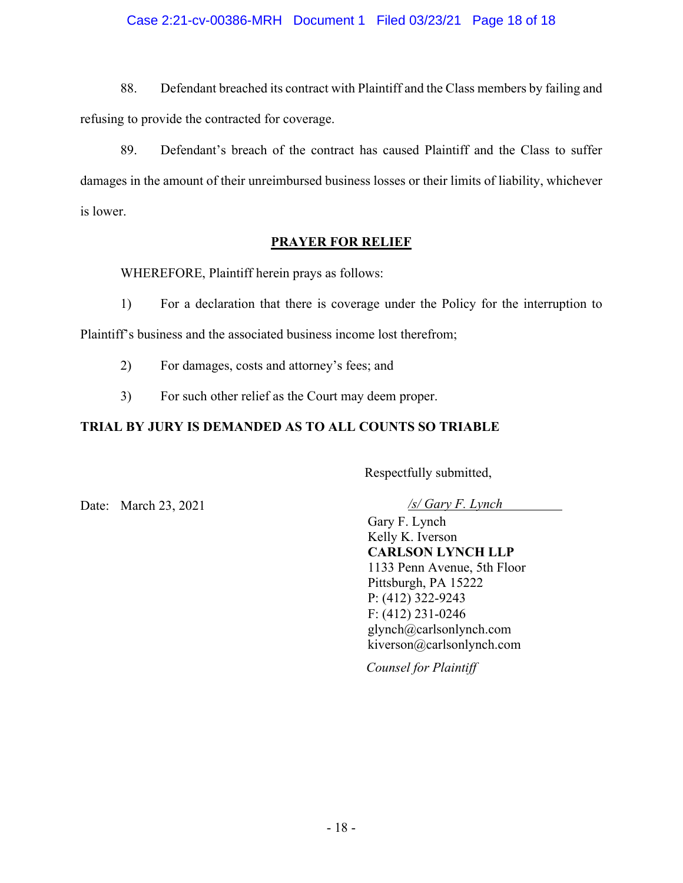88. Defendant breached its contract with Plaintiff and the Class members by failing and refusing to provide the contracted for coverage.

89. Defendant's breach of the contract has caused Plaintiff and the Class to suffer damages in the amount of their unreimbursed business losses or their limits of liability, whichever is lower.

## PRAYER FOR RELIEF

WHEREFORE, Plaintiff herein prays as follows:

1) For a declaration that there is coverage under the Policy for the interruption to Plaintiff's business and the associated business income lost therefrom;

2) For damages, costs and attorney's fees; and

3) For such other relief as the Court may deem proper.

**TRIAL BY JURY IS DEMANDED AS TO ALL COUNTS SO TRIABLE**

Respectfully submitted,

Date: March 23, 2021

*/s/ Gary F. Lynch*

Gary F. Lynch
Kelly K. Iverson
**CARLSON LYNCH LLP**
1133 Penn Avenue, 5th Floor
Pittsburgh, PA 15222
P: (412) 322-9243
F: (412) 231-0246
glynch@carlsonlynch.com
kiverson@carlsonlynch.com

*Counsel for Plaintiff*